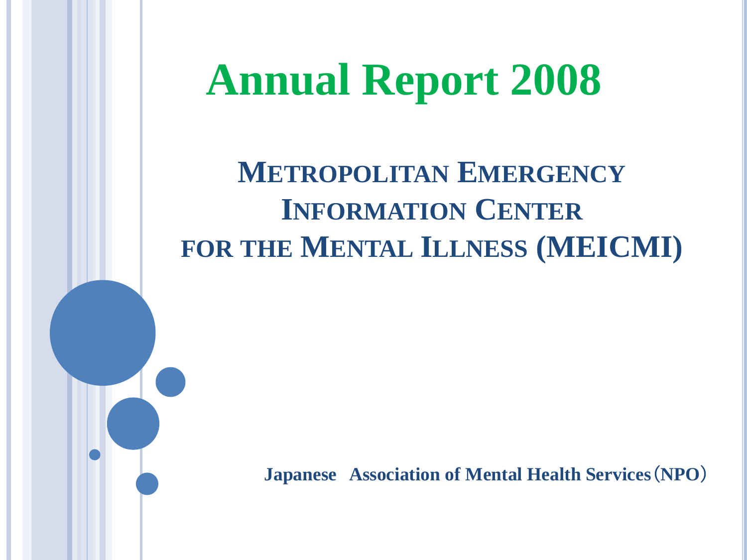# Annual Report 2008

## Metropolitan Emergency Information Center for the Mental Illness (MEICMI)

**Japanese Association of Mental Health Services（NPO）**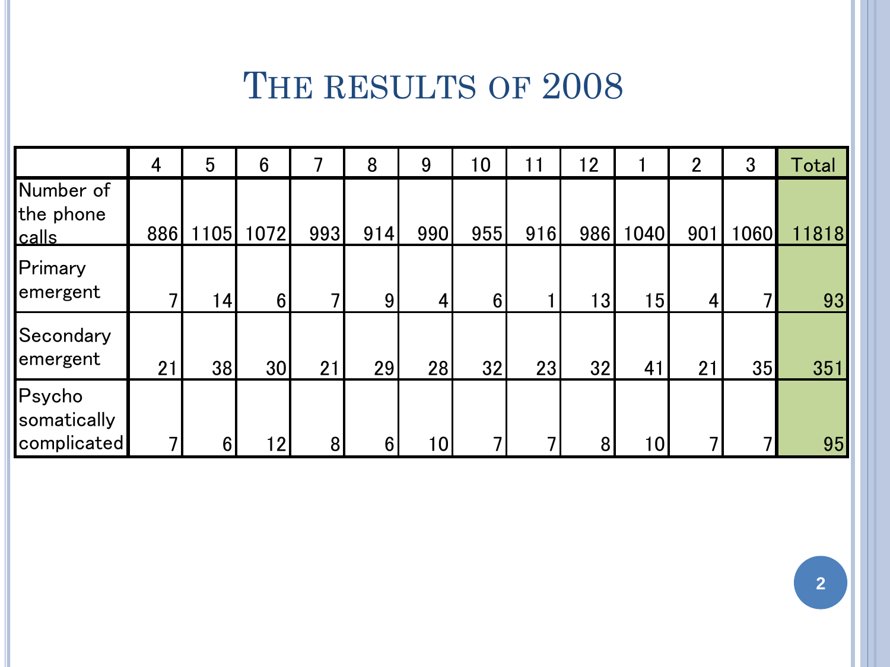# The results of 2008

| | 4 | 5 | 6 | 7 | 8 | 9 | 10 | 11 | 12 | 1 | 2 | 3 | Total |
|---|---|---|---|---|---|---|---|---|---|---|---|---|---|
| Number of the phone calls | 886 | 1105 | 1072 | 993 | 914 | 990 | 955 | 916 | 986 | 1040 | 901 | 1060 | 11818 |
| Primary emergent | 7 | 14 | 6 | 7 | 9 | 4 | 6 | 1 | 13 | 15 | 4 | 7 | 93 |
| Secondary emergent | 21 | 38 | 30 | 21 | 29 | 28 | 32 | 23 | 32 | 41 | 21 | 35 | 351 |
| Psycho somatically complicated | 7 | 6 | 12 | 8 | 6 | 10 | 7 | 7 | 8 | 10 | 7 | 7 | 95 |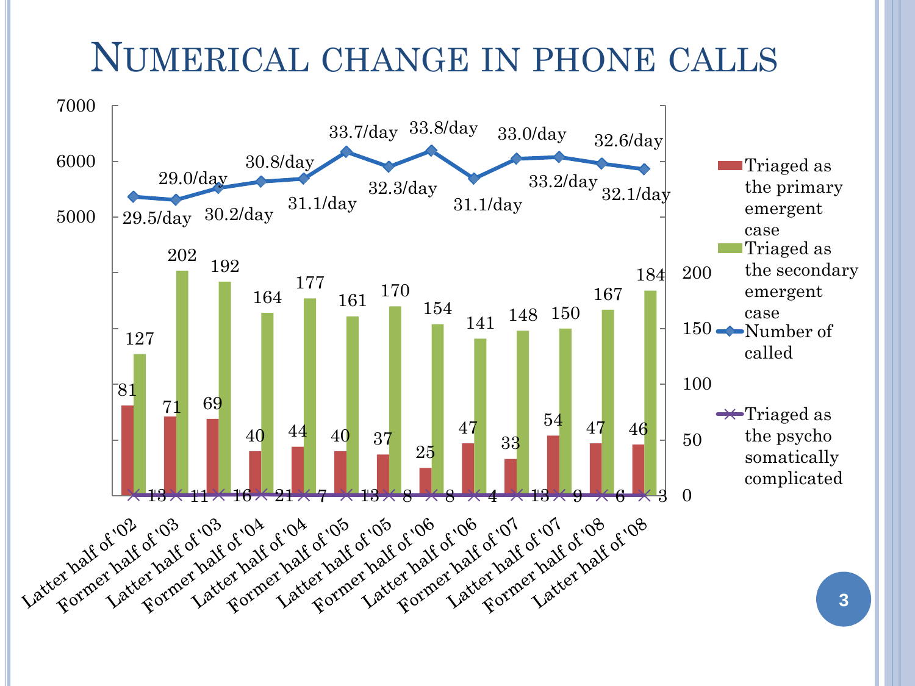# Numerical change in phone calls

| Period | Number of called | Triaged as the primary emergent case | Triaged as the secondary emergent case | Triaged as the psycho somatically complicated |
|---|---|---|---|---|
| Latter half of '02 | 29.5/day | 81 | 127 | 13 |
| Former half of '03 | 29.0/day | 71 | 202 | 11 |
| Latter half of '03 | 30.2/day | 69 | 192 | 16 |
| Former half of '04 | 30.8/day | 40 | 164 | 21 |
| Latter half of '04 | 31.1/day | 44 | 177 | 7 |
| Former half of '05 | 33.7/day | 40 | 161 | 13 |
| Latter half of '05 | 32.3/day | 37 | 170 | 8 |
| Former half of '06 | 33.8/day | 25 | 154 | 8 |
| Latter half of '06 | 31.1/day | 47 | 141 | 4 |
| Former half of '07 | 33.0/day | 33 | 148 | 13 |
| Latter half of '07 | 33.2/day | 54 | 150 | 9 |
| Former half of '08 | 32.6/day | 47 | 167 | 6 |
| Latter half of '08 | 32.1/day | 46 | 184 | 3 |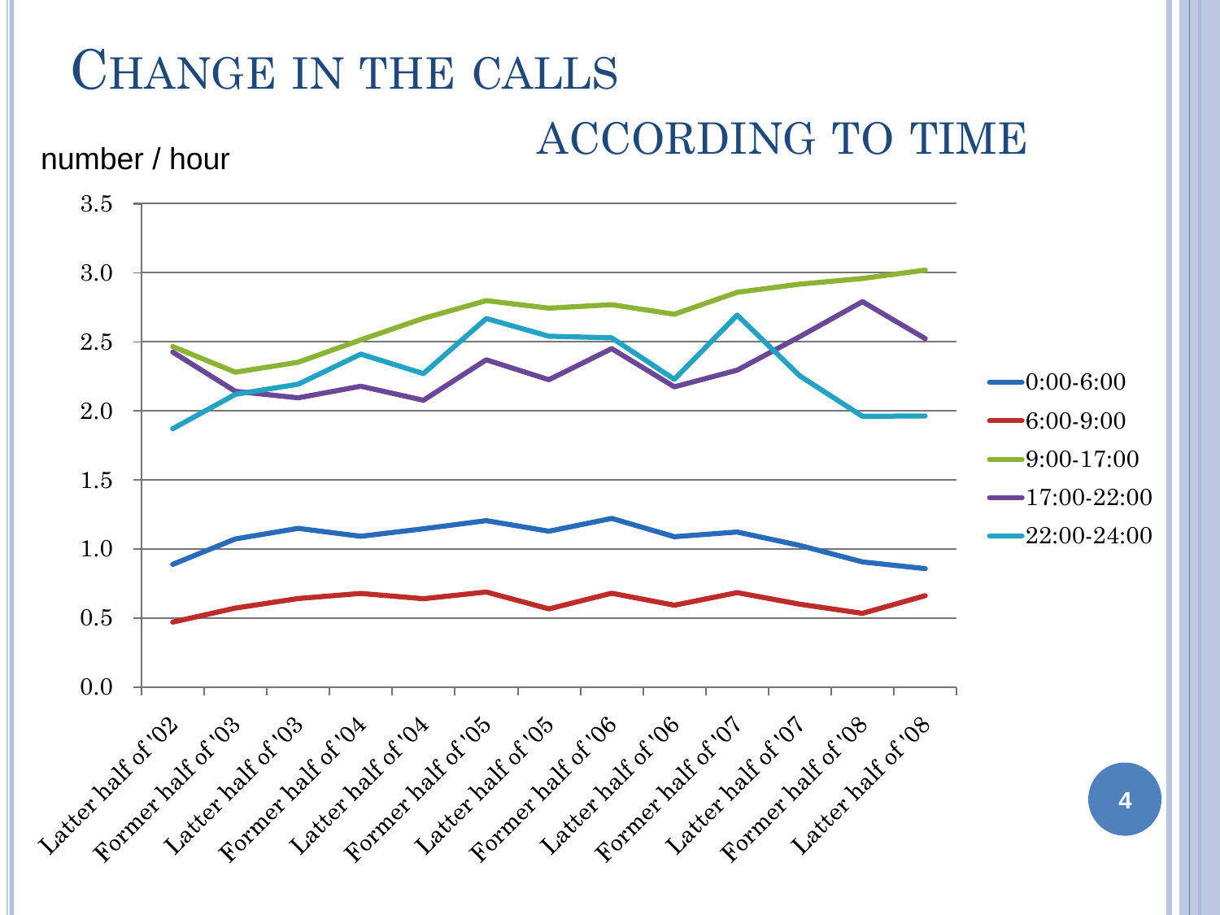# Change in the calls according to time

number / hour

| | 0:00-6:00 | 6:00-9:00 | 9:00-17:00 | 17:00-22:00 | 22:00-24:00 |
|---|---|---|---|---|---|
| Latter half of '02 | | | | | |
| Former half of '03 | | | | | |
| Latter half of '03 | | | | | |
| Former half of '04 | | | | | |
| Latter half of '04 | | | | | |
| Former half of '05 | | | | | |
| Latter half of '05 | | | | | |
| Former half of '06 | | | | | |
| Latter half of '06 | | | | | |
| Former half of '07 | | | | | |
| Latter half of '07 | | | | | |
| Former half of '08 | | | | | |
| Latter half of '08 | | | | | |

Y-axis: 0.0, 0.5, 1.0, 1.5, 2.0, 2.5, 3.0, 3.5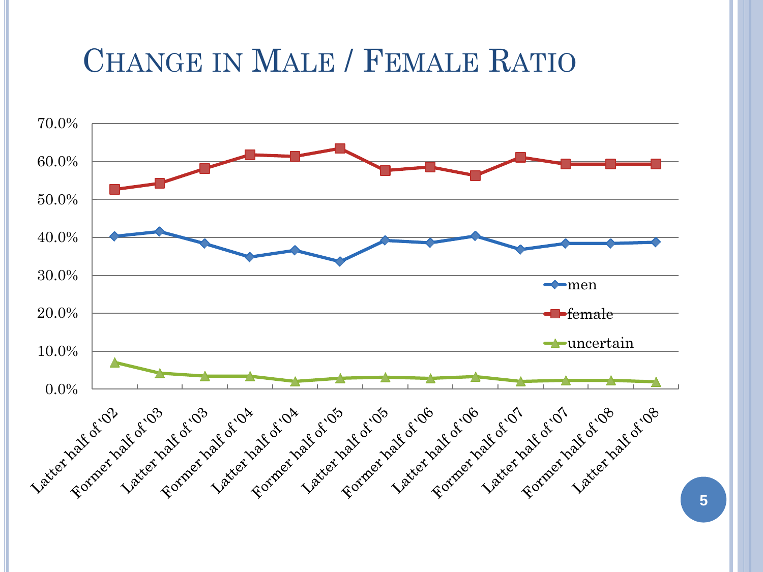# Change in Male / Female Ratio

| | men | female | uncertain |
|---|---|---|---|
| Latter half of '02 | 40.3% | 52.6% | 7.0% |
| Former half of '03 | 41.6% | 54.2% | 4.2% |
| Latter half of '03 | 38.4% | 58.1% | 3.4% |
| Former half of '04 | 34.8% | 61.8% | 3.4% |
| Latter half of '04 | 36.6% | 61.3% | 2.1% |
| Former half of '05 | 33.7% | 63.4% | 2.9% |
| Latter half of '05 | 39.2% | 57.6% | 3.2% |
| Former half of '06 | 38.6% | 58.5% | 2.9% |
| Latter half of '06 | 40.4% | 56.3% | 3.3% |
| Former half of '07 | 36.8% | 61.1% | 2.1% |
| Latter half of '07 | 38.4% | 59.3% | 2.3% |
| Former half of '08 | 38.4% | 59.3% | 2.3% |
| Latter half of '08 | 38.7% | 59.3% | 2.0% |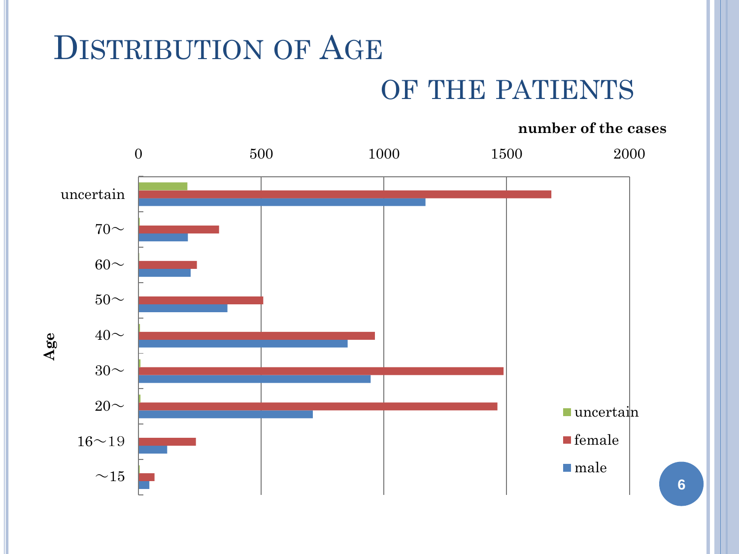# Distribution of Age of the Patients

number of the cases

| Age | uncertain | female | male |
|---|---|---|---|
| uncertain | | | |
| 70〜 | | | |
| 60〜 | | | |
| 50〜 | | | |
| 40〜 | | | |
| 30〜 | | | |
| 20〜 | | | |
| 16〜19 | | | |
| 〜15 | | | |

0 500 1000 1500 2000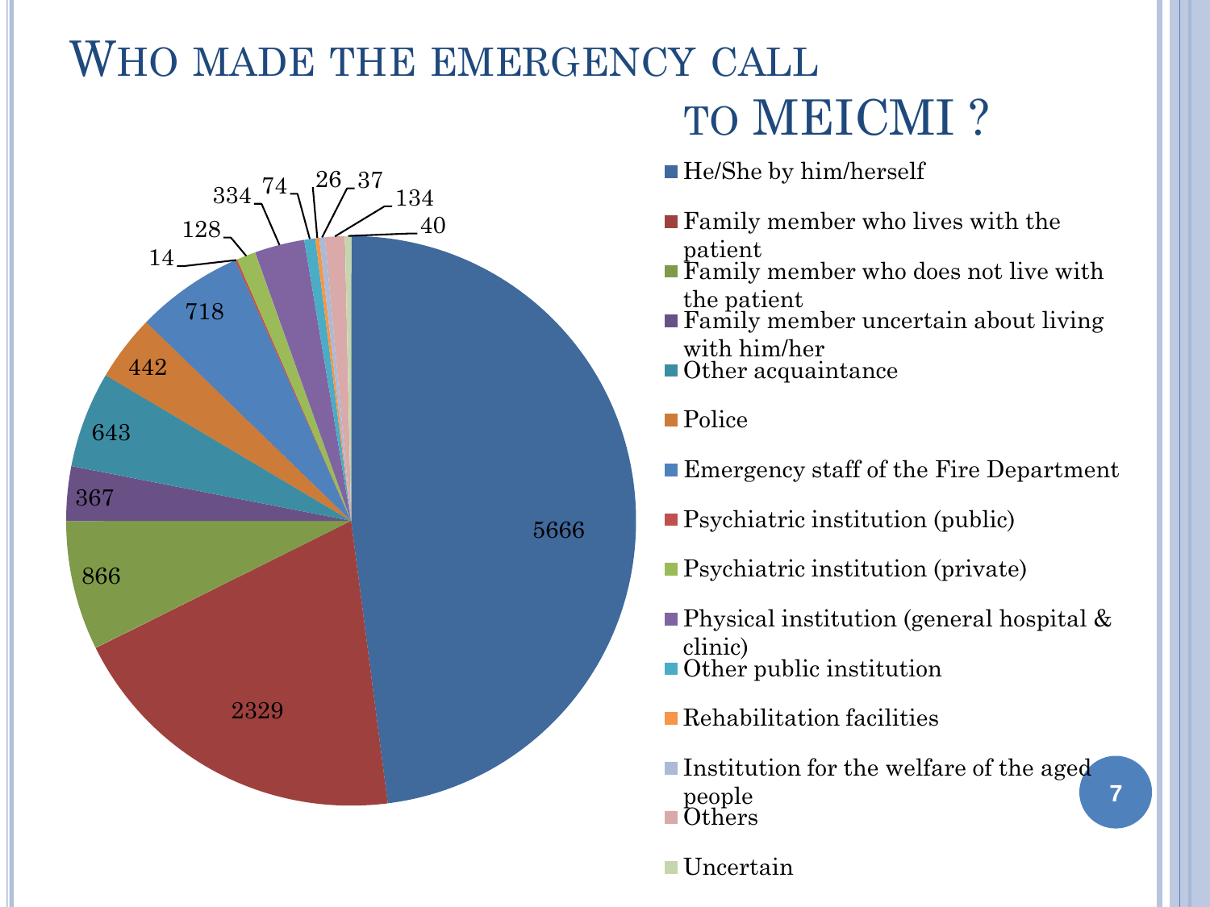# Who made the emergency call to MEICMI ?

| Caller | Number |
| --- | --- |
| He/She by him/herself | 5666 |
| Family member who lives with the patient | 2329 |
| Family member who does not live with the patient | 866 |
| Family member uncertain about living with him/her | 367 |
| Other acquaintance | 643 |
| Police | 442 |
| Emergency staff of the Fire Department | 718 |
| Psychiatric institution (public) | 14 |
| Psychiatric institution (private) | 128 |
| Physical institution (general hospital & clinic) | 334 |
| Other public institution | 74 |
| Rehabilitation facilities | 26 |
| Institution for the welfare of the aged people | 37 |
| Others | 134 |
| Uncertain | 40 |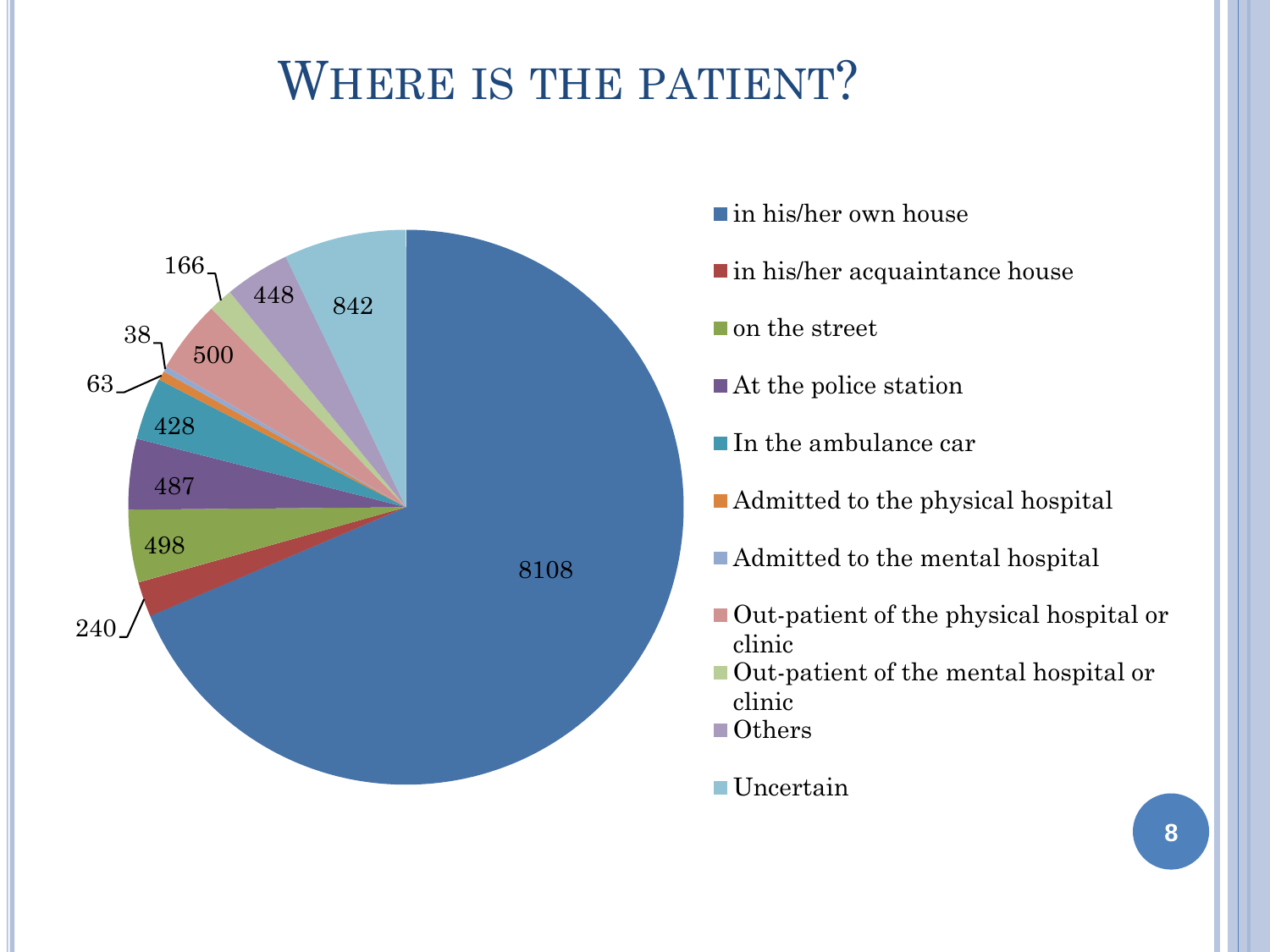# Where is the patient?

| Location | Count |
| --- | --- |
| in his/her own house | 8108 |
| in his/her acquaintance house | 240 |
| on the street | 498 |
| At the police station | 487 |
| In the ambulance car | 428 |
| Admitted to the physical hospital | 63 |
| Admitted to the mental hospital | 38 |
| Out-patient of the physical hospital or clinic | 500 |
| Out-patient of the mental hospital or clinic | 166 |
| Others | 448 |
| Uncertain | 842 |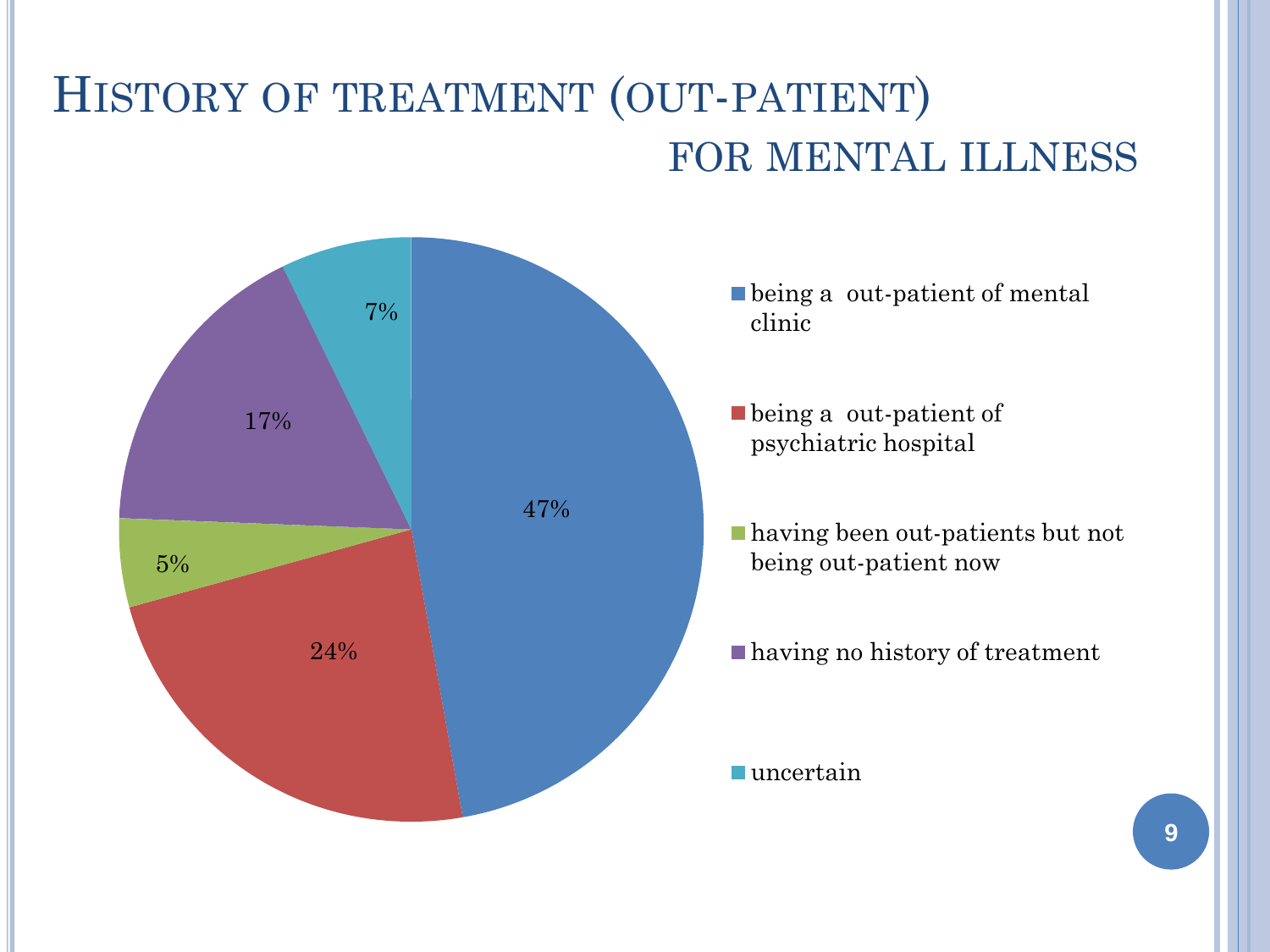# History of treatment (out-patient) for mental illness

| Category | Percentage |
| --- | --- |
| being a out-patient of mental clinic | 47% |
| being a out-patient of psychiatric hospital | 24% |
| having been out-patients but not being out-patient now | 5% |
| having no history of treatment | 17% |
| uncertain | 7% |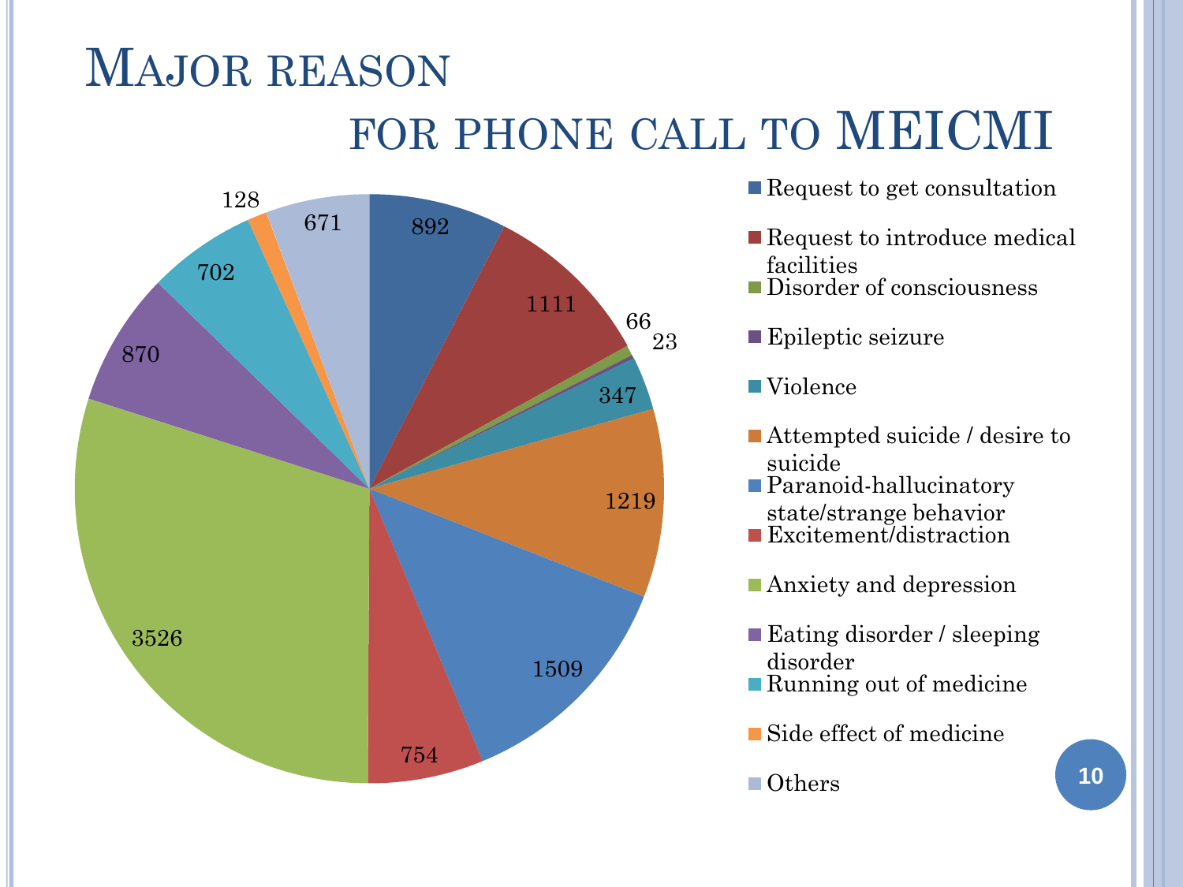# Major reason for phone call to MEICMI

| Reason | Count |
| --- | --- |
| Request to get consultation | 892 |
| Request to introduce medical facilities | 1111 |
| Disorder of consciousness | 66 |
| Epileptic seizure | 23 |
| Violence | 347 |
| Attempted suicide / desire to suicide | 1219 |
| Paranoid-hallucinatory state/strange behavior | 1509 |
| Excitement/distraction | 754 |
| Anxiety and depression | 3526 |
| Eating disorder / sleeping disorder | 870 |
| Running out of medicine | 702 |
| Side effect of medicine | 128 |
| Others | 671 |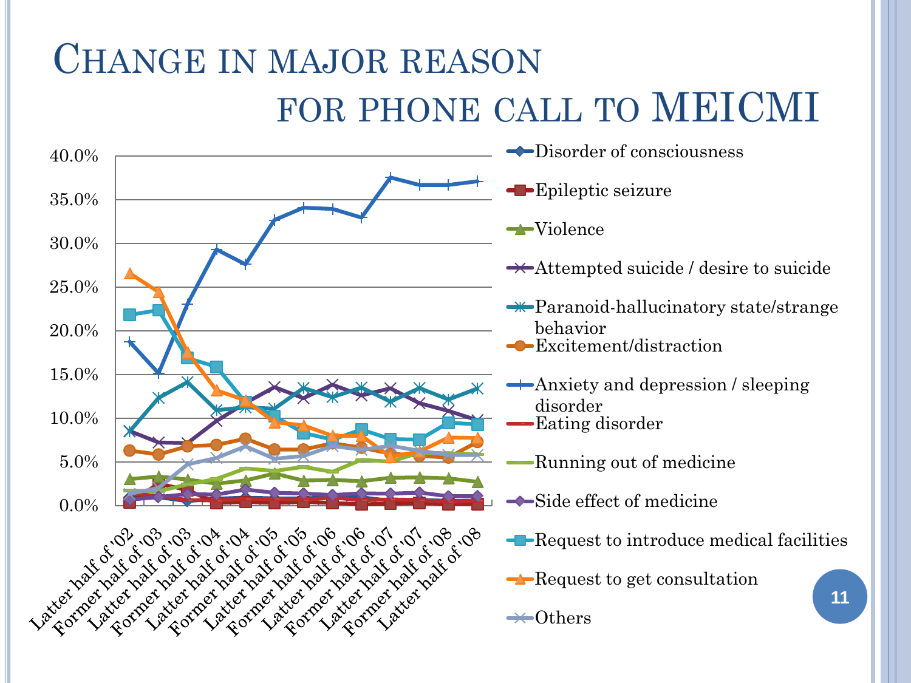# Change in major reason for phone call to MEICMI

40.0%
35.0%
30.0%
25.0%
20.0%
15.0%
10.0%
5.0%
0.0%

Latter half of '02
Former half of '03
Latter half of '03
Former half of '04
Latter half of '04
Former half of '05
Latter half of '05
Former half of '06
Latter half of '06
Former half of '07
Latter half of '07
Former half of '08
Latter half of '08

- Disorder of consciousness
- Epileptic seizure
- Violence
- Attempted suicide / desire to suicide
- Paranoid-hallucinatory state/strange behavior
- Excitement/distraction
- Anxiety and depression / sleeping disorder
- Eating disorder
- Running out of medicine
- Side effect of medicine
- Request to introduce medical facilities
- Request to get consultation
- Others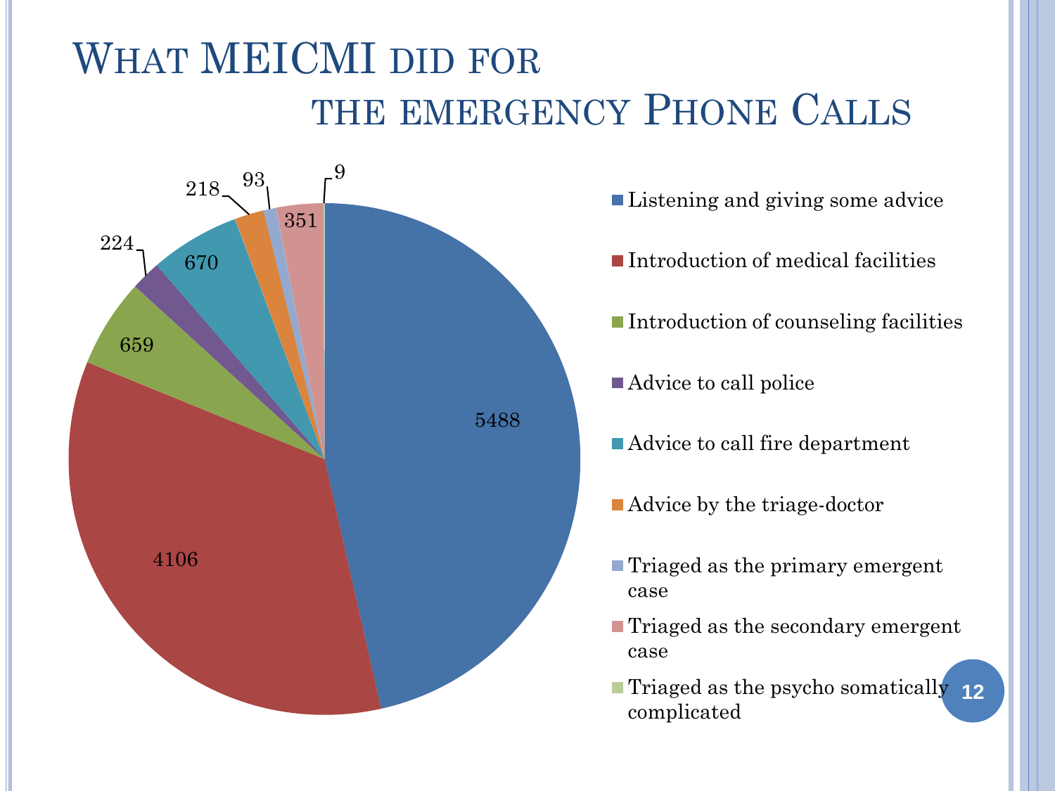# What MEICMI did for the emergency Phone Calls

| Category | Count |
| --- | --- |
| Listening and giving some advice | 5488 |
| Introduction of medical facilities | 4106 |
| Introduction of counseling facilities | 659 |
| Advice to call police | 224 |
| Advice to call fire department | 670 |
| Advice by the triage-doctor | 218 |
| Triaged as the primary emergent case | 93 |
| Triaged as the secondary emergent case | 351 |
| Triaged as the psycho somatically complicated | 9 |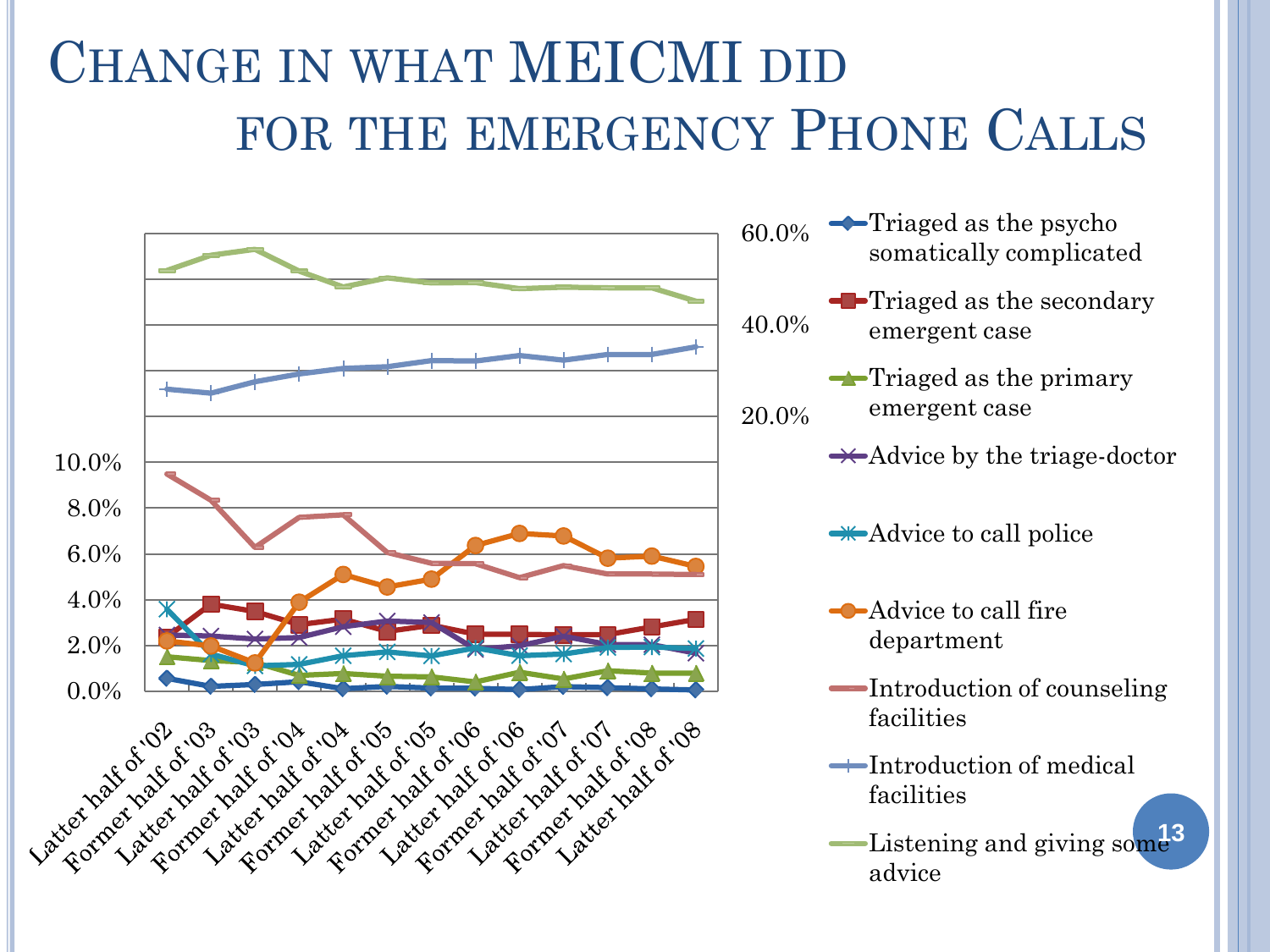# Change in what MEICMI did for the emergency Phone Calls

60.0%

40.0%

20.0%

10.0%
8.0%
6.0%
4.0%
2.0%
0.0%

Latter half of '02
Former half of '03
Latter half of '03
Former half of '04
Latter half of '04
Former half of '05
Latter half of '05
Former half of '06
Latter half of '06
Former half of '07
Latter half of '07
Former half of '08
Latter half of '08

- Triaged as the psycho somatically complicated
- Triaged as the secondary emergent case
- Triaged as the primary emergent case
- Advice by the triage-doctor
- Advice to call police
- Advice to call fire department
- Introduction of counseling facilities
- Introduction of medical facilities
- Listening and giving some advice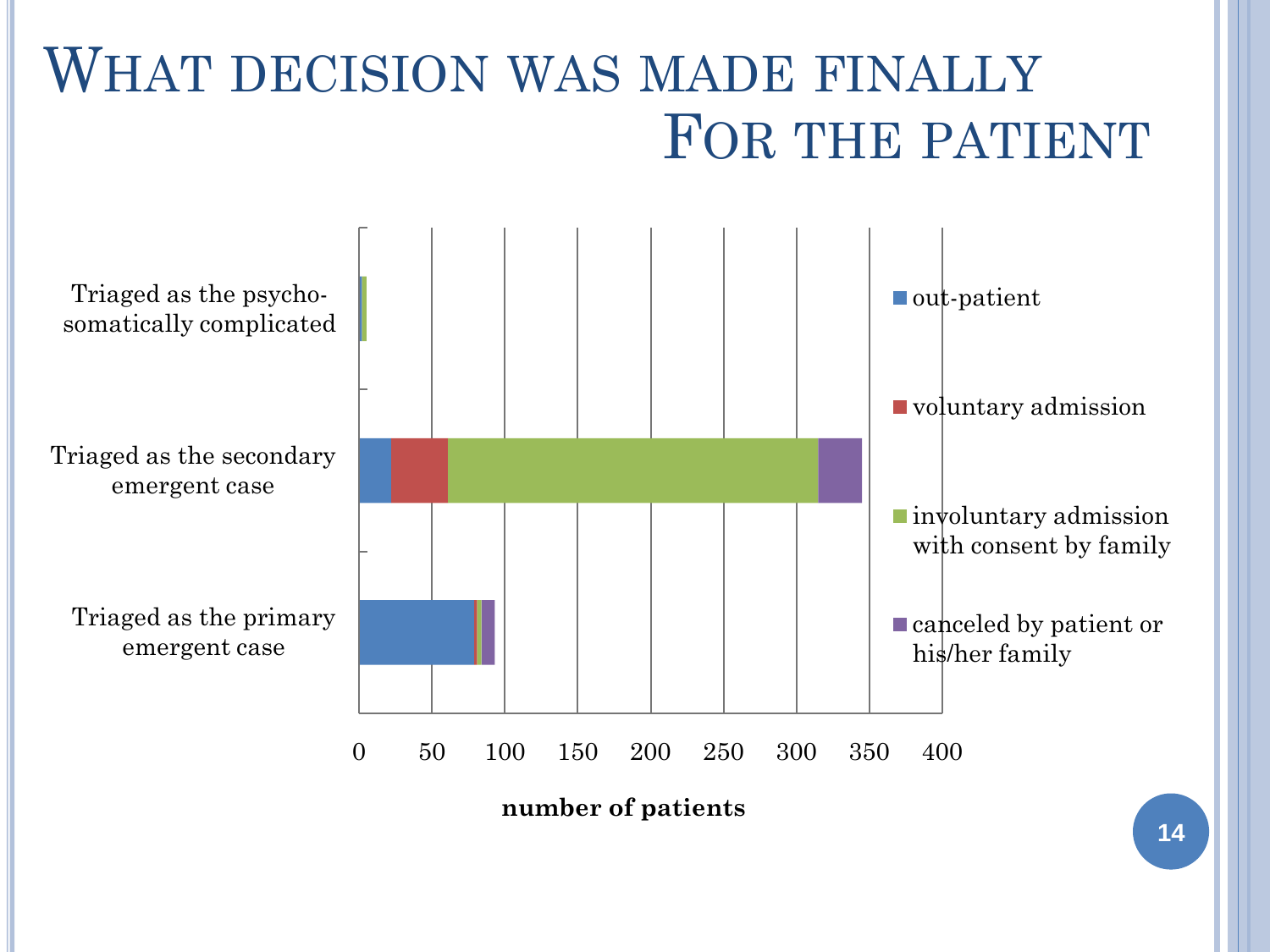# What decision was made finally For the patient

Triaged as the psycho-somatically complicated

Triaged as the secondary emergent case

Triaged as the primary emergent case

0 50 100 150 200 250 300 350 400

**number of patients**

- out-patient
- voluntary admission
- involuntary admission with consent by family
- canceled by patient or his/her family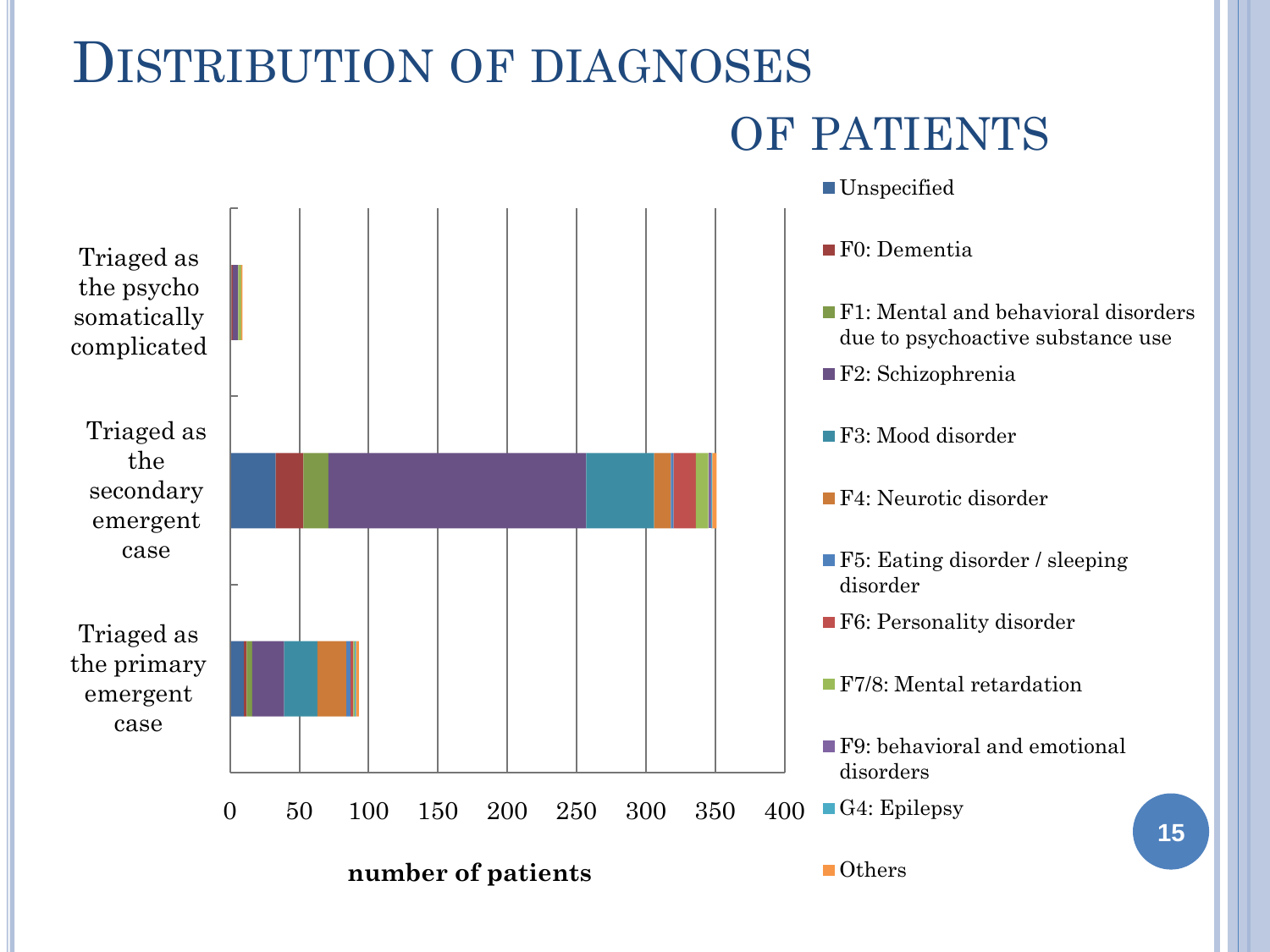# Distribution of diagnoses of patients

Triaged as the psycho somatically complicated

Triaged as the secondary emergent case

Triaged as the primary emergent case

0 50 100 150 200 250 300 350 400

**number of patients**

- Unspecified
- F0: Dementia
- F1: Mental and behavioral disorders due to psychoactive substance use
- F2: Schizophrenia
- F3: Mood disorder
- F4: Neurotic disorder
- F5: Eating disorder / sleeping disorder
- F6: Personality disorder
- F7/8: Mental retardation
- F9: behavioral and emotional disorders
- G4: Epilepsy
- Others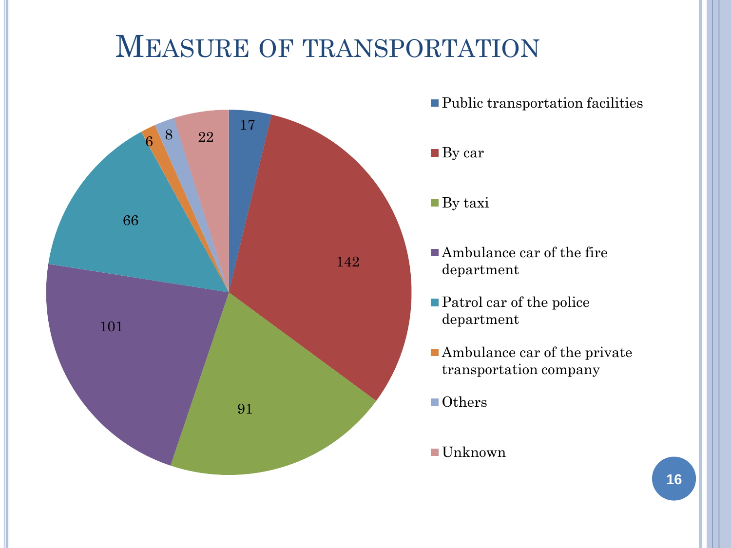# Measure of transportation

| Measure of transportation | Count |
|---|---|
| Public transportation facilities | 17 |
| By car | 142 |
| By taxi | 91 |
| Ambulance car of the fire department | 101 |
| Patrol car of the police department | 66 |
| Ambulance car of the private transportation company | 6 |
| Others | 8 |
| Unknown | 22 |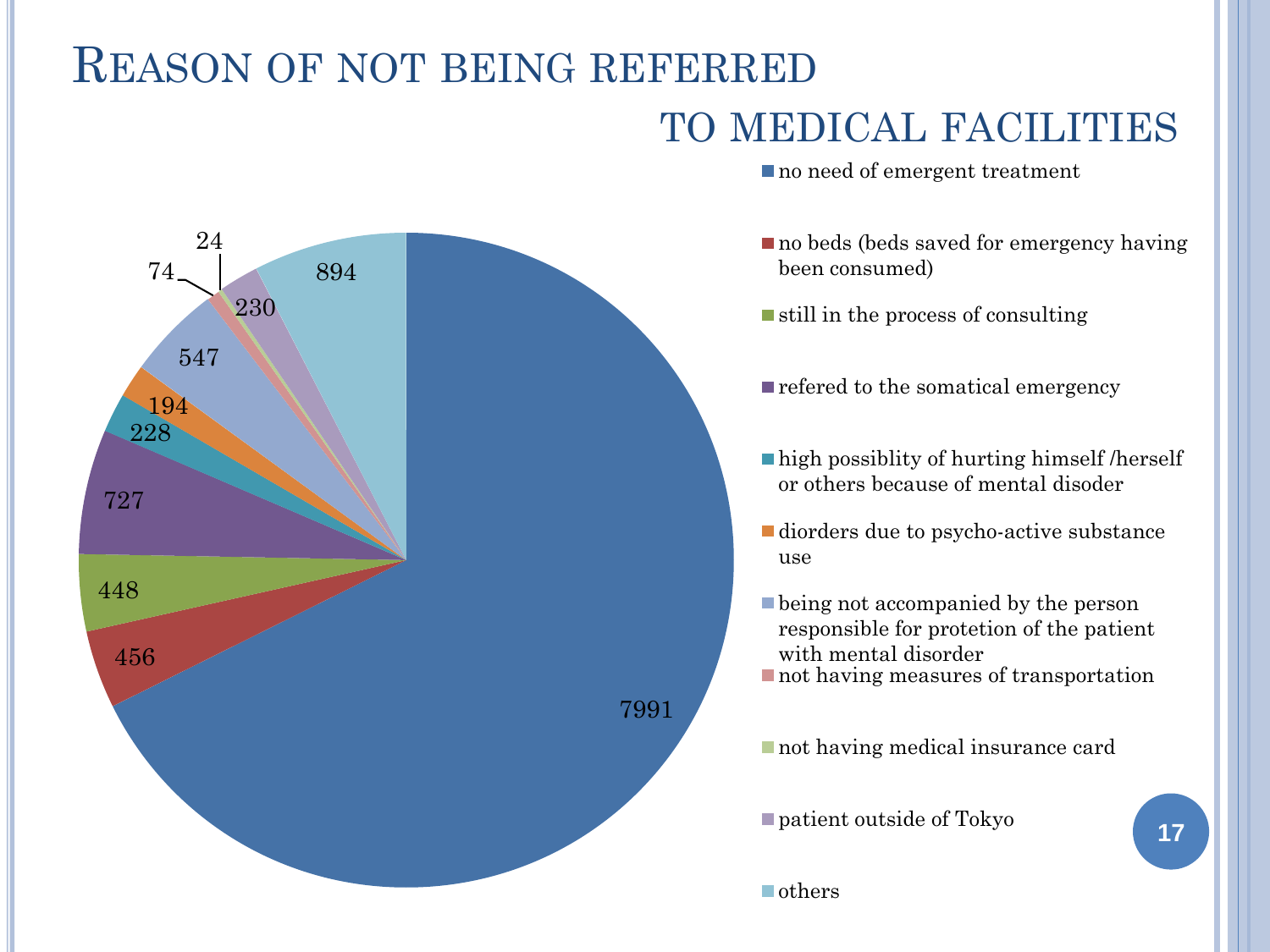# Reason of not being referred to medical facilities

| Reason | Number |
|---|---|
| no need of emergent treatment | 7991 |
| no beds (beds saved for emergency having been consumed) | 456 |
| still in the process of consulting | 448 |
| refered to the somatical emergency | 727 |
| high possiblity of hurting himself /herself or others because of mental disoder | 228 |
| diorders due to psycho-active substance use | 194 |
| being not accompanied by the person responsible for protetion of the patient with mental disorder | 547 |
| not having measures of transportation | 74 |
| not having medical insurance card | 24 |
| patient outside of Tokyo | 230 |
| others | 894 |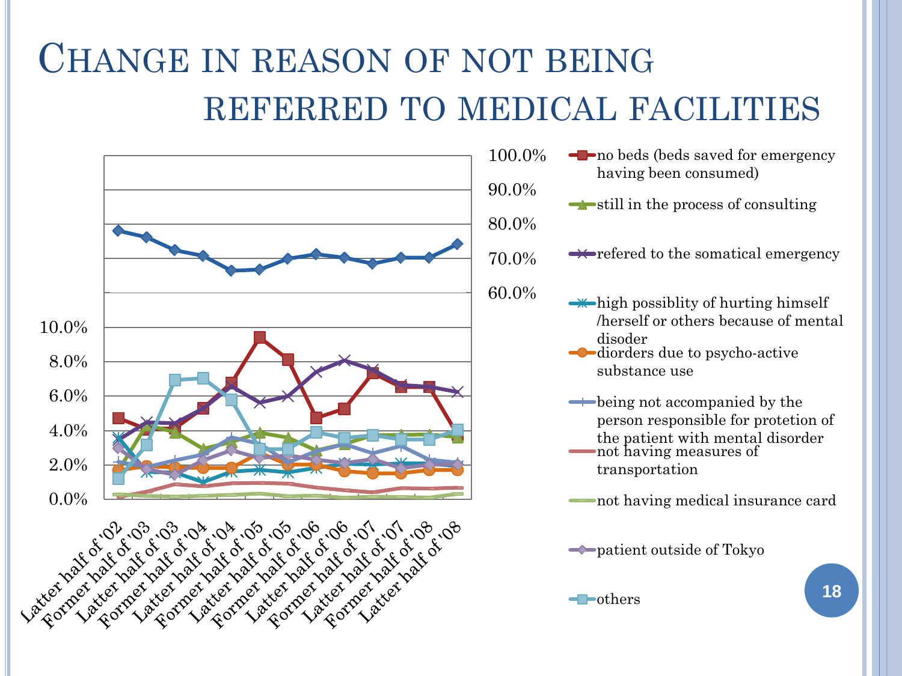# Change in reason of not being referred to medical facilities

100.0%
90.0%
80.0%
70.0%
60.0%

10.0%
8.0%
6.0%
4.0%
2.0%
0.0%

Latter half of '02
Former half of '03
Latter half of '03
Former half of '04
Latter half of '04
Former half of '05
Latter half of '05
Former half of '06
Latter half of '06
Former half of '07
Latter half of '07
Former half of '08
Latter half of '08

- no beds (beds saved for emergency having been consumed)
- still in the process of consulting
- refered to the somatical emergency
- high possiblity of hurting himself /herself or others because of mental disoder
- diorders due to psycho-active substance use
- being not accompanied by the person responsible for protetion of the patient with mental disorder
- not having measures of transportation
- not having medical insurance card
- patient outside of Tokyo
- others